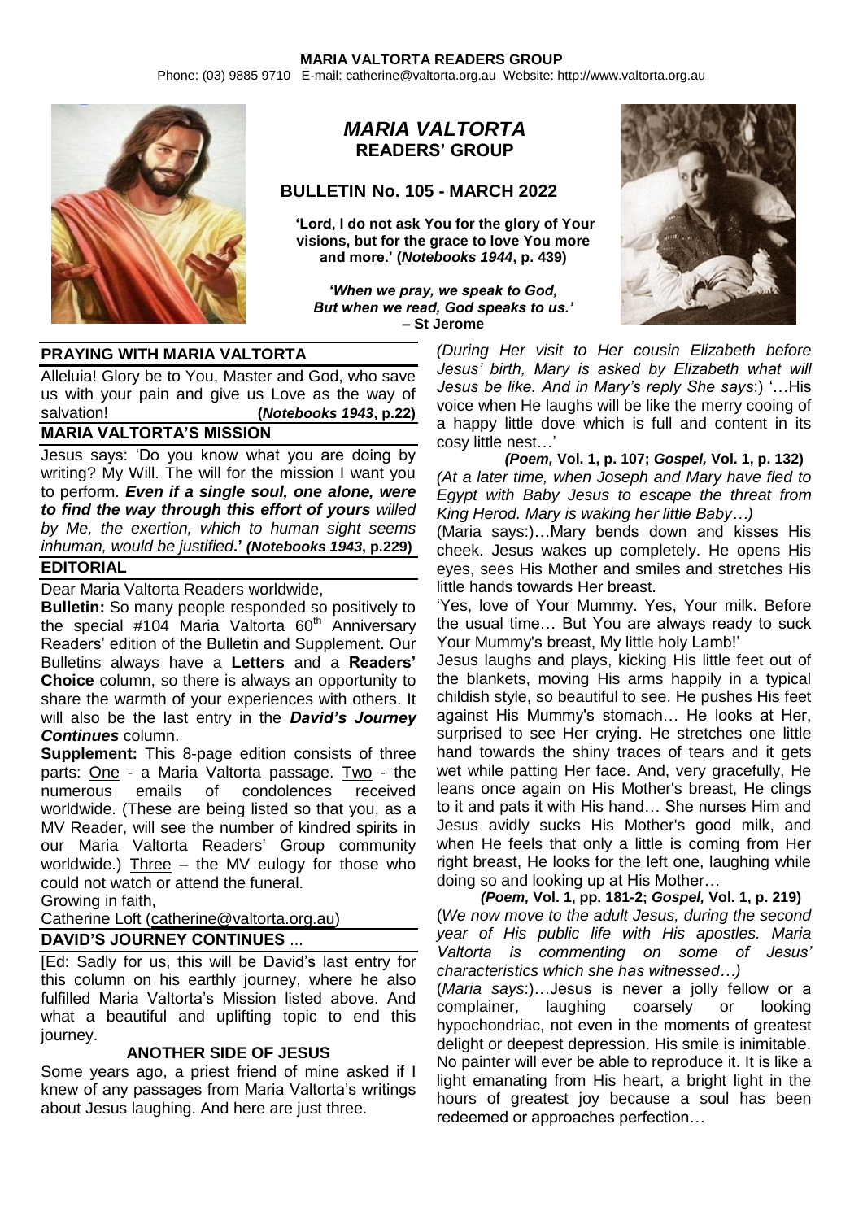**MARIA VALTORTA READERS GROUP**

Phone: (03) 9885 9710 E-mail: catherine@valtorta.org.au Website: http://www.valtorta.org.au

# *MARIA VALTORTA* READERS' GROUP

## BULLETIN No. 105 - MARCH 2022

**'Lord, I do not ask You for the glory of Your visions, but for the grace to love You more and more.' (*Notebooks 1944*, p. 439)**

***'When we pray, we speak to God, But when we read, God speaks to us.'* – St Jerome**

### PRAYING WITH MARIA VALTORTA

Alleluia! Glory be to You, Master and God, who save us with your pain and give us Love as the way of salvation! **(*Notebooks 1943*, p.22)**

### MARIA VALTORTA'S MISSION

Jesus says: 'Do you know what you are doing by writing? My Will. The will for the mission I want you to perform. ***Even if a single soul, one alone, were to find the way through this effort of yours*** *willed by Me, the exertion, which to human sight seems inhuman, would be justified***.' *(Notebooks 1943*, p.229)**

### EDITORIAL

Dear Maria Valtorta Readers worldwide,

**Bulletin:** So many people responded so positively to the special #104 Maria Valtorta 60th Anniversary Readers' edition of the Bulletin and Supplement. Our Bulletins always have a **Letters** and a **Readers' Choice** column, so there is always an opportunity to share the warmth of your experiences with others. It will also be the last entry in the ***David's Journey Continues*** column.

**Supplement:** This 8-page edition consists of three parts: One - a Maria Valtorta passage. Two - the numerous emails of condolences received worldwide. (These are being listed so that you, as a MV Reader, will see the number of kindred spirits in our Maria Valtorta Readers' Group community worldwide.) Three – the MV eulogy for those who could not watch or attend the funeral.

Growing in faith,

Catherine Loft (catherine@valtorta.org.au)

### DAVID'S JOURNEY CONTINUES ...

[Ed: Sadly for us, this will be David's last entry for this column on his earthly journey, where he also fulfilled Maria Valtorta's Mission listed above. And what a beautiful and uplifting topic to end this journey.

#### ANOTHER SIDE OF JESUS

Some years ago, a priest friend of mine asked if I knew of any passages from Maria Valtorta's writings about Jesus laughing. And here are just three.

*(During Her visit to Her cousin Elizabeth before Jesus' birth, Mary is asked by Elizabeth what will Jesus be like. And in Mary's reply She says*:) '…His voice when He laughs will be like the merry cooing of a happy little dove which is full and content in its cosy little nest…'

***(Poem,* Vol. 1, p. 107; *Gospel,* Vol. 1, p. 132)**

*(At a later time, when Joseph and Mary have fled to Egypt with Baby Jesus to escape the threat from King Herod. Mary is waking her little Baby…)*

(Maria says:)…Mary bends down and kisses His cheek. Jesus wakes up completely. He opens His eyes, sees His Mother and smiles and stretches His little hands towards Her breast.

'Yes, love of Your Mummy. Yes, Your milk. Before the usual time… But You are always ready to suck Your Mummy's breast, My little holy Lamb!'

Jesus laughs and plays, kicking His little feet out of the blankets, moving His arms happily in a typical childish style, so beautiful to see. He pushes His feet against His Mummy's stomach… He looks at Her, surprised to see Her crying. He stretches one little hand towards the shiny traces of tears and it gets wet while patting Her face. And, very gracefully, He leans once again on His Mother's breast, He clings to it and pats it with His hand… She nurses Him and Jesus avidly sucks His Mother's good milk, and when He feels that only a little is coming from Her right breast, He looks for the left one, laughing while doing so and looking up at His Mother…

***(Poem,* Vol. 1, pp. 181-2; *Gospel,* Vol. 1, p. 219)**

(*We now move to the adult Jesus, during the second year of His public life with His apostles. Maria Valtorta is commenting on some of Jesus' characteristics which she has witnessed…)*

(*Maria says*:)…Jesus is never a jolly fellow or a complainer, laughing coarsely or looking hypochondriac, not even in the moments of greatest delight or deepest depression. His smile is inimitable. No painter will ever be able to reproduce it. It is like a light emanating from His heart, a bright light in the hours of greatest joy because a soul has been redeemed or approaches perfection…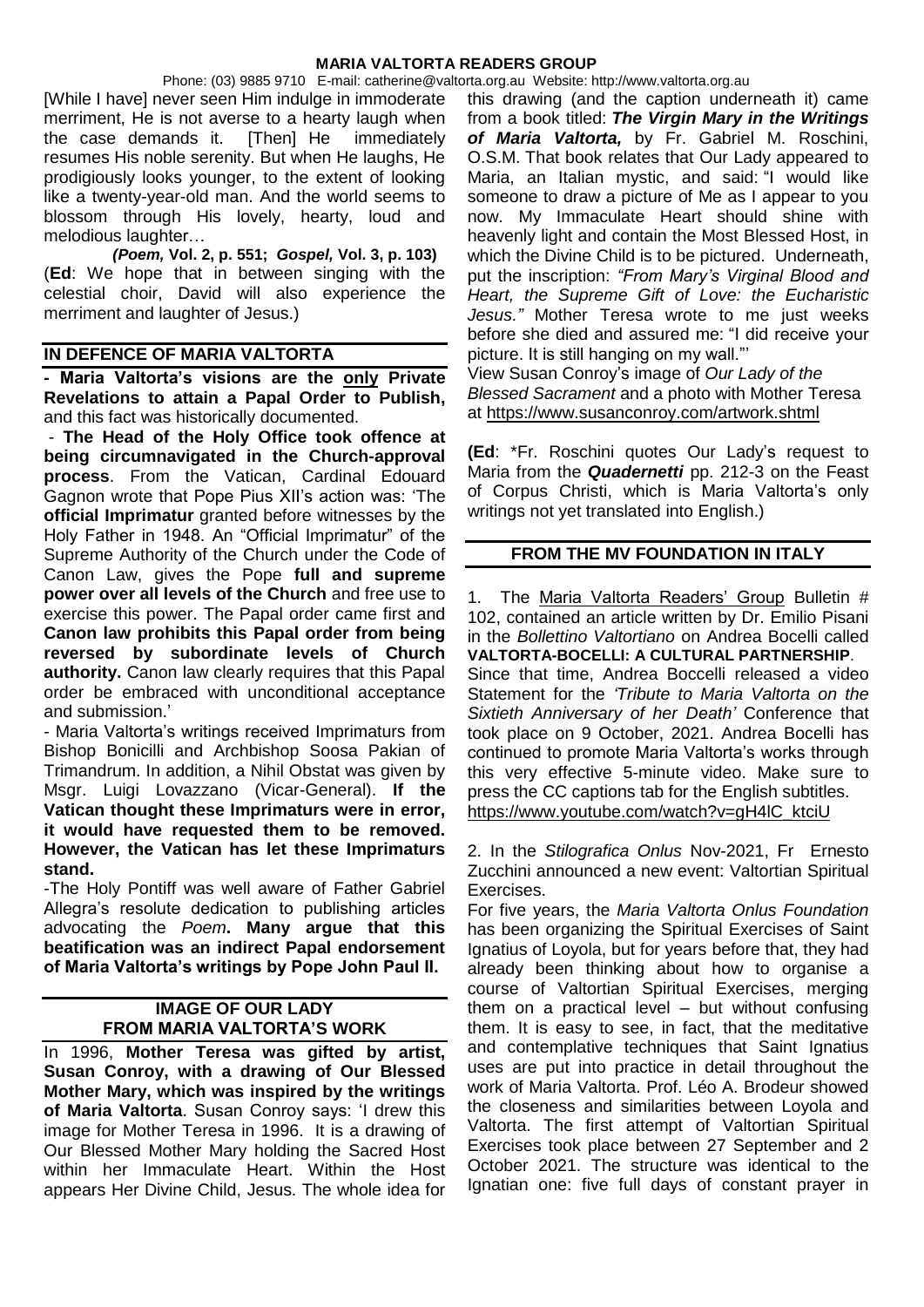[While I have] never seen Him indulge in immoderate merriment, He is not averse to a hearty laugh when the case demands it. [Then] He immediately resumes His noble serenity. But when He laughs, He prodigiously looks younger, to the extent of looking like a twenty-year-old man. And the world seems to blossom through His lovely, hearty, loud and melodious laughter…

***(Poem,* Vol. 2, p. 551; *Gospel,* Vol. 3, p. 103)**

(**Ed**: We hope that in between singing with the celestial choir, David will also experience the merriment and laughter of Jesus.)

## IN DEFENCE OF MARIA VALTORTA

**- Maria Valtorta's visions are the only Private Revelations to attain a Papal Order to Publish,** and this fact was historically documented.

- **The Head of the Holy Office took offence at being circumnavigated in the Church-approval process**. From the Vatican, Cardinal Edouard Gagnon wrote that Pope Pius XII's action was: 'The **official Imprimatur** granted before witnesses by the Holy Father in 1948. An "Official Imprimatur" of the Supreme Authority of the Church under the Code of Canon Law, gives the Pope **full and supreme power over all levels of the Church** and free use to exercise this power. The Papal order came first and **Canon law prohibits this Papal order from being reversed by subordinate levels of Church authority.** Canon law clearly requires that this Papal order be embraced with unconditional acceptance and submission.'

- Maria Valtorta's writings received Imprimaturs from Bishop Bonicilli and Archbishop Soosa Pakian of Trimandrum. In addition, a Nihil Obstat was given by Msgr. Luigi Lovazzano (Vicar-General). **If the Vatican thought these Imprimaturs were in error, it would have requested them to be removed. However, the Vatican has let these Imprimaturs stand.**

-The Holy Pontiff was well aware of Father Gabriel Allegra's resolute dedication to publishing articles advocating the *Poem***. Many argue that this beatification was an indirect Papal endorsement of Maria Valtorta's writings by Pope John Paul II.**

## IMAGE OF OUR LADY FROM MARIA VALTORTA'S WORK

In 1996, **Mother Teresa was gifted by artist, Susan Conroy, with a drawing of Our Blessed Mother Mary, which was inspired by the writings of Maria Valtorta**. Susan Conroy says: 'I drew this image for Mother Teresa in 1996. It is a drawing of Our Blessed Mother Mary holding the Sacred Host within her Immaculate Heart. Within the Host appears Her Divine Child, Jesus. The whole idea for this drawing (and the caption underneath it) came from a book titled: ***The Virgin Mary in the Writings of Maria Valtorta,*** by Fr. Gabriel M. Roschini, O.S.M. That book relates that Our Lady appeared to Maria, an Italian mystic, and said: "I would like someone to draw a picture of Me as I appear to you now. My Immaculate Heart should shine with heavenly light and contain the Most Blessed Host, in which the Divine Child is to be pictured. Underneath, put the inscription: *"From Mary's Virginal Blood and Heart, the Supreme Gift of Love: the Eucharistic Jesus."* Mother Teresa wrote to me just weeks before she died and assured me: "I did receive your picture. It is still hanging on my wall."'

View Susan Conroy's image of *Our Lady of the Blessed Sacrament* and a photo with Mother Teresa at https://www.susanconroy.com/artwork.shtml

**(Ed**: \*Fr. Roschini quotes Our Lady's request to Maria from the ***Quadernetti*** pp. 212-3 on the Feast of Corpus Christi, which is Maria Valtorta's only writings not yet translated into English.)

## FROM THE MV FOUNDATION IN ITALY

1. The Maria Valtorta Readers' Group Bulletin # 102, contained an article written by Dr. Emilio Pisani in the *Bollettino Valtortiano* on Andrea Bocelli called **VALTORTA-BOCELLI: A CULTURAL PARTNERSHIP**. Since that time, Andrea Boccelli released a video Statement for the *'Tribute to Maria Valtorta on the Sixtieth Anniversary of her Death'* Conference that took place on 9 October, 2021. Andrea Bocelli has continued to promote Maria Valtorta's works through this very effective 5-minute video. Make sure to press the CC captions tab for the English subtitles. https://www.youtube.com/watch?v=gH4lC_ktciU

2. In the *Stilografica Onlus* Nov-2021, Fr Ernesto Zucchini announced a new event: Valtortian Spiritual Exercises.

For five years, the *Maria Valtorta Onlus Foundation* has been organizing the Spiritual Exercises of Saint Ignatius of Loyola, but for years before that, they had already been thinking about how to organise a course of Valtortian Spiritual Exercises, merging them on a practical level – but without confusing them. It is easy to see, in fact, that the meditative and contemplative techniques that Saint Ignatius uses are put into practice in detail throughout the work of Maria Valtorta. Prof. Léo A. Brodeur showed the closeness and similarities between Loyola and Valtorta. The first attempt of Valtortian Spiritual Exercises took place between 27 September and 2 October 2021. The structure was identical to the Ignatian one: five full days of constant prayer in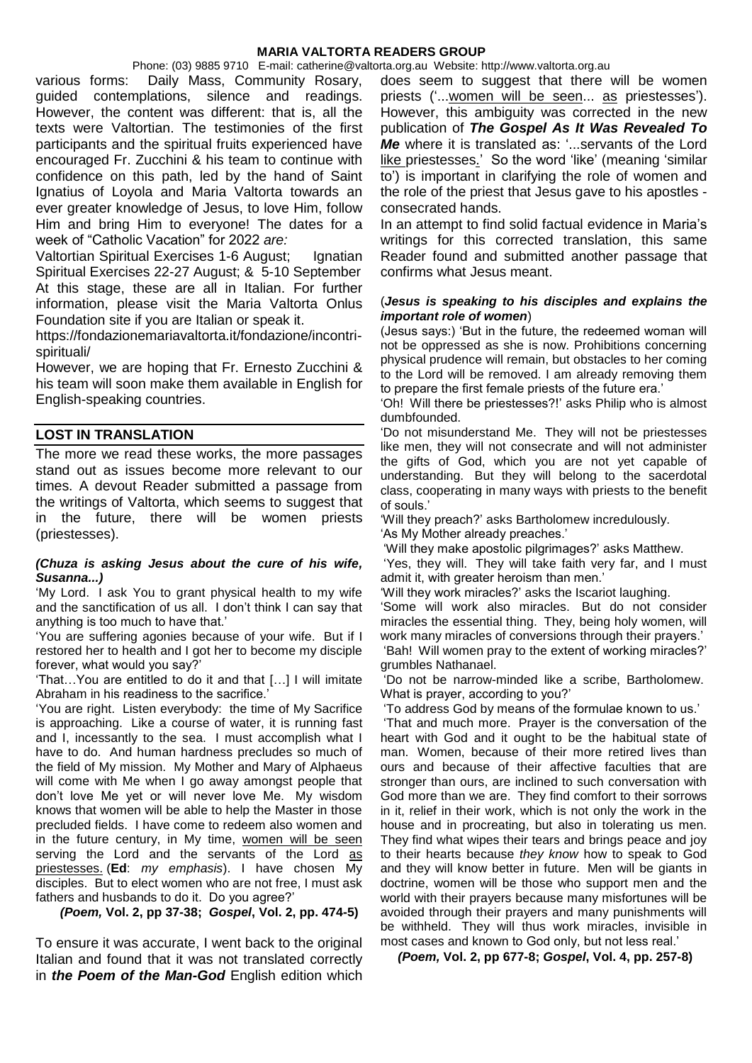various forms: Daily Mass, Community Rosary, guided contemplations, silence and readings. However, the content was different: that is, all the texts were Valtortian. The testimonies of the first participants and the spiritual fruits experienced have encouraged Fr. Zucchini & his team to continue with confidence on this path, led by the hand of Saint Ignatius of Loyola and Maria Valtorta towards an ever greater knowledge of Jesus, to love Him, follow Him and bring Him to everyone! The dates for a week of "Catholic Vacation" for 2022 *are:*

Valtortian Spiritual Exercises 1-6 August; Ignatian Spiritual Exercises 22-27 August; & 5-10 September

At this stage, these are all in Italian. For further information, please visit the Maria Valtorta Onlus Foundation site if you are Italian or speak it.

https://fondazionemariavaltorta.it/fondazione/incontri-spirituali/

However, we are hoping that Fr. Ernesto Zucchini & his team will soon make them available in English for English-speaking countries.

## LOST IN TRANSLATION

The more we read these works, the more passages stand out as issues become more relevant to our times. A devout Reader submitted a passage from the writings of Valtorta, which seems to suggest that in the future, there will be women priests (priestesses).

***(Chuza is asking Jesus about the cure of his wife, Susanna...)***

'My Lord. I ask You to grant physical health to my wife and the sanctification of us all. I don't think I can say that anything is too much to have that.'

'You are suffering agonies because of your wife. But if I restored her to health and I got her to become my disciple forever, what would you say?'

'That…You are entitled to do it and that […] I will imitate Abraham in his readiness to the sacrifice.'

'You are right. Listen everybody: the time of My Sacrifice is approaching. Like a course of water, it is running fast and I, incessantly to the sea. I must accomplish what I have to do. And human hardness precludes so much of the field of My mission. My Mother and Mary of Alphaeus will come with Me when I go away amongst people that don't love Me yet or will never love Me. My wisdom knows that women will be able to help the Master in those precluded fields. I have come to redeem also women and in the future century, in My time, <u>women will be seen</u> serving the Lord and the servants of the Lord <u>as priestesses.</u> (**Ed**: *my emphasis*). I have chosen My disciples. But to elect women who are not free, I must ask fathers and husbands to do it. Do you agree?'

***(Poem,* Vol. 2, pp 37-38; *Gospel*, Vol. 2, pp. 474-5)**

To ensure it was accurate, I went back to the original Italian and found that it was not translated correctly in ***the Poem of the Man-God*** English edition which does seem to suggest that there will be women priests ('...<u>women will be seen</u>... <u>as</u> priestesses'). However, this ambiguity was corrected in the new publication of ***The Gospel As It Was Revealed To Me*** where it is translated as: '...servants of the Lord <u>like</u> priestesses.' So the word 'like' (meaning 'similar to') is important in clarifying the role of women and the role of the priest that Jesus gave to his apostles - consecrated hands.

In an attempt to find solid factual evidence in Maria's writings for this corrected translation, this same Reader found and submitted another passage that confirms what Jesus meant.

(***Jesus is speaking to his disciples and explains the important role of women***)

(Jesus says:) 'But in the future, the redeemed woman will not be oppressed as she is now. Prohibitions concerning physical prudence will remain, but obstacles to her coming to the Lord will be removed. I am already removing them to prepare the first female priests of the future era.'

'Oh! Will there be priestesses?!' asks Philip who is almost dumbfounded.

'Do not misunderstand Me. They will not be priestesses like men, they will not consecrate and will not administer the gifts of God, which you are not yet capable of understanding. But they will belong to the sacerdotal class, cooperating in many ways with priests to the benefit of souls.'

'Will they preach?' asks Bartholomew incredulously.

'As My Mother already preaches.'

'Will they make apostolic pilgrimages?' asks Matthew.

'Yes, they will. They will take faith very far, and I must admit it, with greater heroism than men.'

'Will they work miracles?' asks the Iscariot laughing.

'Some will work also miracles. But do not consider miracles the essential thing. They, being holy women, will work many miracles of conversions through their prayers.'

'Bah! Will women pray to the extent of working miracles?' grumbles Nathanael.

'Do not be narrow-minded like a scribe, Bartholomew. What is prayer, according to you?'

'To address God by means of the formulae known to us.'

'That and much more. Prayer is the conversation of the heart with God and it ought to be the habitual state of man. Women, because of their more retired lives than ours and because of their affective faculties that are stronger than ours, are inclined to such conversation with God more than we are. They find comfort to their sorrows in it, relief in their work, which is not only the work in the house and in procreating, but also in tolerating us men. They find what wipes their tears and brings peace and joy to their hearts because *they know* how to speak to God and they will know better in future. Men will be giants in doctrine, women will be those who support men and the world with their prayers because many misfortunes will be avoided through their prayers and many punishments will be withheld. They will thus work miracles, invisible in most cases and known to God only, but not less real.'

***(Poem,* Vol. 2, pp 677-8; *Gospel*, Vol. 4, pp. 257-8)**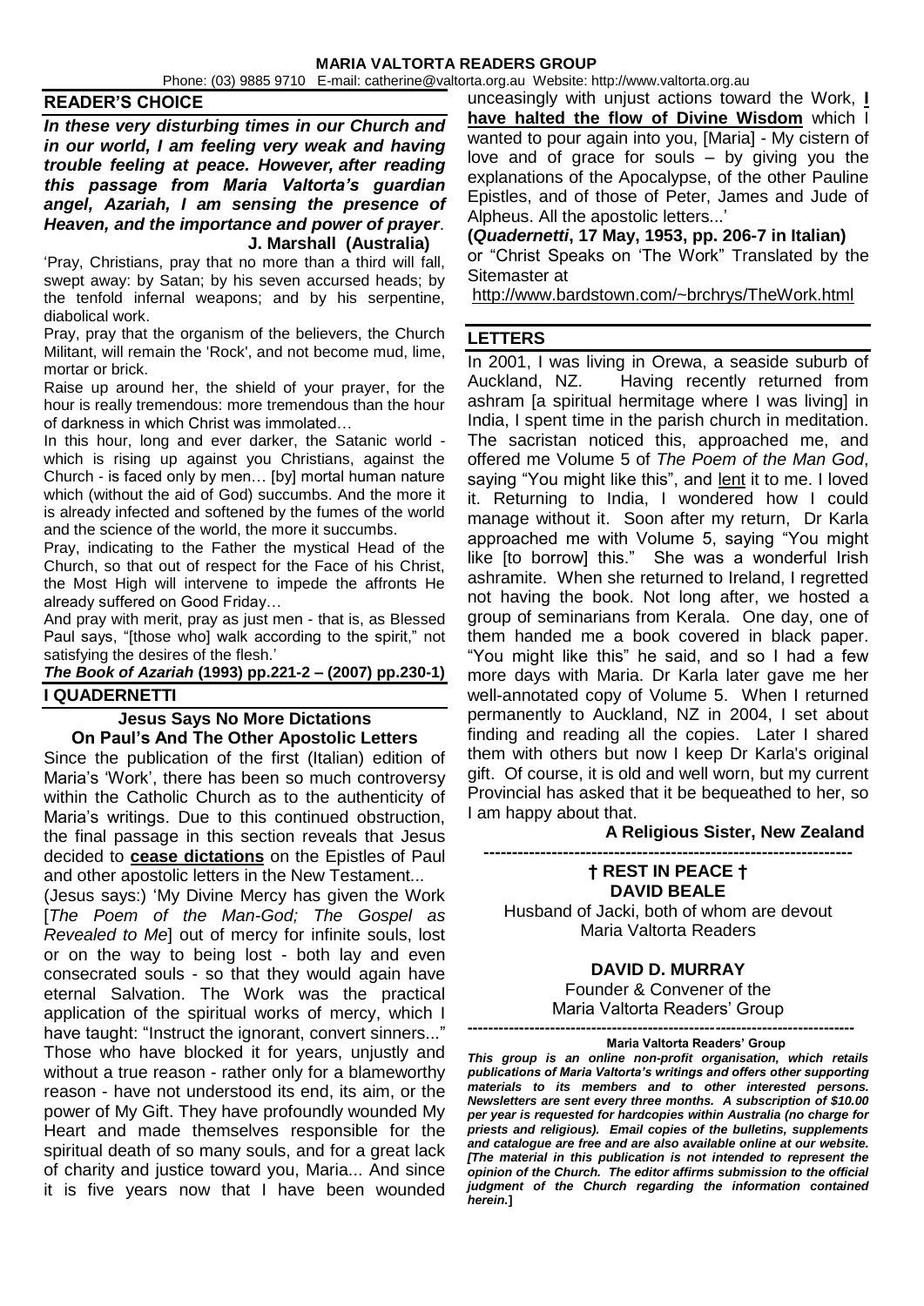**MARIA VALTORTA READERS GROUP**

Phone: (03) 9885 9710 E-mail: catherine@valtorta.org.au Website: http://www.valtorta.org.au

## READER'S CHOICE

***In these very disturbing times in our Church and in our world, I am feeling very weak and having trouble feeling at peace. However, after reading this passage from Maria Valtorta's guardian angel, Azariah, I am sensing the presence of Heaven, and the importance and power of prayer*.**

**J. Marshall (Australia)**

'Pray, Christians, pray that no more than a third will fall, swept away: by Satan; by his seven accursed heads; by the tenfold infernal weapons; and by his serpentine, diabolical work.

Pray, pray that the organism of the believers, the Church Militant, will remain the 'Rock', and not become mud, lime, mortar or brick.

Raise up around her, the shield of your prayer, for the hour is really tremendous: more tremendous than the hour of darkness in which Christ was immolated…

In this hour, long and ever darker, the Satanic world - which is rising up against you Christians, against the Church - is faced only by men… [by] mortal human nature which (without the aid of God) succumbs. And the more it is already infected and softened by the fumes of the world and the science of the world, the more it succumbs.

Pray, indicating to the Father the mystical Head of the Church, so that out of respect for the Face of his Christ, the Most High will intervene to impede the affronts He already suffered on Good Friday…

And pray with merit, pray as just men - that is, as Blessed Paul says, "[those who] walk according to the spirit," not satisfying the desires of the flesh.'

***The Book of Azariah* (1993) pp.221-2 – (2007) pp.230-1)**

## I QUADERNETTI

### Jesus Says No More Dictations On Paul's And The Other Apostolic Letters

Since the publication of the first (Italian) edition of Maria's 'Work', there has been so much controversy within the Catholic Church as to the authenticity of Maria's writings. Due to this continued obstruction, the final passage in this section reveals that Jesus decided to **cease dictations** on the Epistles of Paul and other apostolic letters in the New Testament...

(Jesus says:) 'My Divine Mercy has given the Work [*The Poem of the Man-God; The Gospel as Revealed to Me*] out of mercy for infinite souls, lost or on the way to being lost - both lay and even consecrated souls - so that they would again have eternal Salvation. The Work was the practical application of the spiritual works of mercy, which I have taught: "Instruct the ignorant, convert sinners..." Those who have blocked it for years, unjustly and without a true reason - rather only for a blameworthy reason - have not understood its end, its aim, or the power of My Gift. They have profoundly wounded My Heart and made themselves responsible for the spiritual death of so many souls, and for a great lack of charity and justice toward you, Maria... And since it is five years now that I have been wounded unceasingly with unjust actions toward the Work, **I have halted the flow of Divine Wisdom** which I wanted to pour again into you, [Maria] - My cistern of love and of grace for souls – by giving you the explanations of the Apocalypse, of the other Pauline Epistles, and of those of Peter, James and Jude of Alpheus. All the apostolic letters...'

**(*Quadernetti*, 17 May, 1953, pp. 206-7 in Italian)**

or "Christ Speaks on 'The Work" Translated by the Sitemaster at

http://www.bardstown.com/~brchrys/TheWork.html

## LETTERS

In 2001, I was living in Orewa, a seaside suburb of Auckland, NZ. Having recently returned from ashram [a spiritual hermitage where I was living] in India, I spent time in the parish church in meditation. The sacristan noticed this, approached me, and offered me Volume 5 of *The Poem of the Man God*, saying "You might like this", and lent it to me. I loved it. Returning to India, I wondered how I could manage without it. Soon after my return, Dr Karla approached me with Volume 5, saying "You might like [to borrow] this." She was a wonderful Irish ashramite. When she returned to Ireland, I regretted not having the book. Not long after, we hosted a group of seminarians from Kerala. One day, one of them handed me a book covered in black paper. "You might like this" he said, and so I had a few more days with Maria. Dr Karla later gave me her well-annotated copy of Volume 5. When I returned permanently to Auckland, NZ in 2004, I set about finding and reading all the copies. Later I shared them with others but now I keep Dr Karla's original gift. Of course, it is old and well worn, but my current Provincial has asked that it be bequeathed to her, so I am happy about that.

**A Religious Sister, New Zealand**

---

**† REST IN PEACE †**

**DAVID BEALE**

Husband of Jacki, both of whom are devout Maria Valtorta Readers

**DAVID D. MURRAY**

Founder & Convener of the Maria Valtorta Readers' Group

---

**Maria Valtorta Readers' Group**

***This group is an online non-profit organisation, which retails publications of Maria Valtorta's writings and offers other supporting materials to its members and to other interested persons. Newsletters are sent every three months. A subscription of $10.00 per year is requested for hardcopies within Australia (no charge for priests and religious). Email copies of the bulletins, supplements and catalogue are free and are also available online at our website. [The material in this publication is not intended to represent the opinion of the Church. The editor affirms submission to the official judgment of the Church regarding the information contained herein.]***